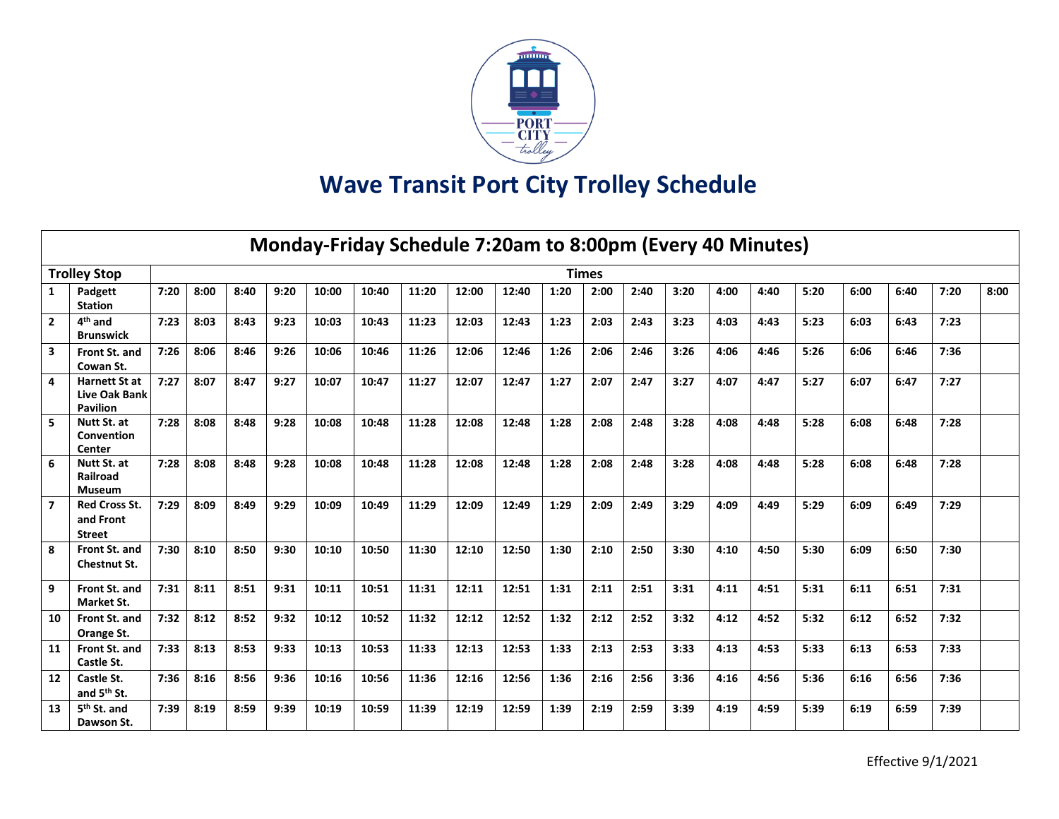# Wave Transit Port City Trolley Schedule

| Monday-Friday Schedule 7:20am to 8:00pm (Every 40 Minutes) | | | | | | | | | | | | | | | | | | | | | |
|---|---|---|---|---|---|---|---|---|---|---|---|---|---|---|---|---|---|---|---|---|---|
| **Trolley Stop** | | **Times** | | | | | | | | | | | | | | | | | | | |
| **1** | **Padgett Station** | **7:20** | **8:00** | **8:40** | **9:20** | **10:00** | **10:40** | **11:20** | **12:00** | **12:40** | **1:20** | **2:00** | **2:40** | **3:20** | **4:00** | **4:40** | **5:20** | **6:00** | **6:40** | **7:20** | **8:00** |
| **2** | **4th and Brunswick** | **7:23** | **8:03** | **8:43** | **9:23** | **10:03** | **10:43** | **11:23** | **12:03** | **12:43** | **1:23** | **2:03** | **2:43** | **3:23** | **4:03** | **4:43** | **5:23** | **6:03** | **6:43** | **7:23** | |
| **3** | **Front St. and Cowan St.** | **7:26** | **8:06** | **8:46** | **9:26** | **10:06** | **10:46** | **11:26** | **12:06** | **12:46** | **1:26** | **2:06** | **2:46** | **3:26** | **4:06** | **4:46** | **5:26** | **6:06** | **6:46** | **7:36** | |
| **4** | **Harnett St at Live Oak Bank Pavilion** | **7:27** | **8:07** | **8:47** | **9:27** | **10:07** | **10:47** | **11:27** | **12:07** | **12:47** | **1:27** | **2:07** | **2:47** | **3:27** | **4:07** | **4:47** | **5:27** | **6:07** | **6:47** | **7:27** | |
| **5** | **Nutt St. at Convention Center** | **7:28** | **8:08** | **8:48** | **9:28** | **10:08** | **10:48** | **11:28** | **12:08** | **12:48** | **1:28** | **2:08** | **2:48** | **3:28** | **4:08** | **4:48** | **5:28** | **6:08** | **6:48** | **7:28** | |
| **6** | **Nutt St. at Railroad Museum** | **7:28** | **8:08** | **8:48** | **9:28** | **10:08** | **10:48** | **11:28** | **12:08** | **12:48** | **1:28** | **2:08** | **2:48** | **3:28** | **4:08** | **4:48** | **5:28** | **6:08** | **6:48** | **7:28** | |
| **7** | **Red Cross St. and Front Street** | **7:29** | **8:09** | **8:49** | **9:29** | **10:09** | **10:49** | **11:29** | **12:09** | **12:49** | **1:29** | **2:09** | **2:49** | **3:29** | **4:09** | **4:49** | **5:29** | **6:09** | **6:49** | **7:29** | |
| **8** | **Front St. and Chestnut St.** | **7:30** | **8:10** | **8:50** | **9:30** | **10:10** | **10:50** | **11:30** | **12:10** | **12:50** | **1:30** | **2:10** | **2:50** | **3:30** | **4:10** | **4:50** | **5:30** | **6:09** | **6:50** | **7:30** | |
| **9** | **Front St. and Market St.** | **7:31** | **8:11** | **8:51** | **9:31** | **10:11** | **10:51** | **11:31** | **12:11** | **12:51** | **1:31** | **2:11** | **2:51** | **3:31** | **4:11** | **4:51** | **5:31** | **6:11** | **6:51** | **7:31** | |
| **10** | **Front St. and Orange St.** | **7:32** | **8:12** | **8:52** | **9:32** | **10:12** | **10:52** | **11:32** | **12:12** | **12:52** | **1:32** | **2:12** | **2:52** | **3:32** | **4:12** | **4:52** | **5:32** | **6:12** | **6:52** | **7:32** | |
| **11** | **Front St. and Castle St.** | **7:33** | **8:13** | **8:53** | **9:33** | **10:13** | **10:53** | **11:33** | **12:13** | **12:53** | **1:33** | **2:13** | **2:53** | **3:33** | **4:13** | **4:53** | **5:33** | **6:13** | **6:53** | **7:33** | |
| **12** | **Castle St. and 5th St.** | **7:36** | **8:16** | **8:56** | **9:36** | **10:16** | **10:56** | **11:36** | **12:16** | **12:56** | **1:36** | **2:16** | **2:56** | **3:36** | **4:16** | **4:56** | **5:36** | **6:16** | **6:56** | **7:36** | |
| **13** | **5th St. and Dawson St.** | **7:39** | **8:19** | **8:59** | **9:39** | **10:19** | **10:59** | **11:39** | **12:19** | **12:59** | **1:39** | **2:19** | **2:59** | **3:39** | **4:19** | **4:59** | **5:39** | **6:19** | **6:59** | **7:39** | |

Effective 9/1/2021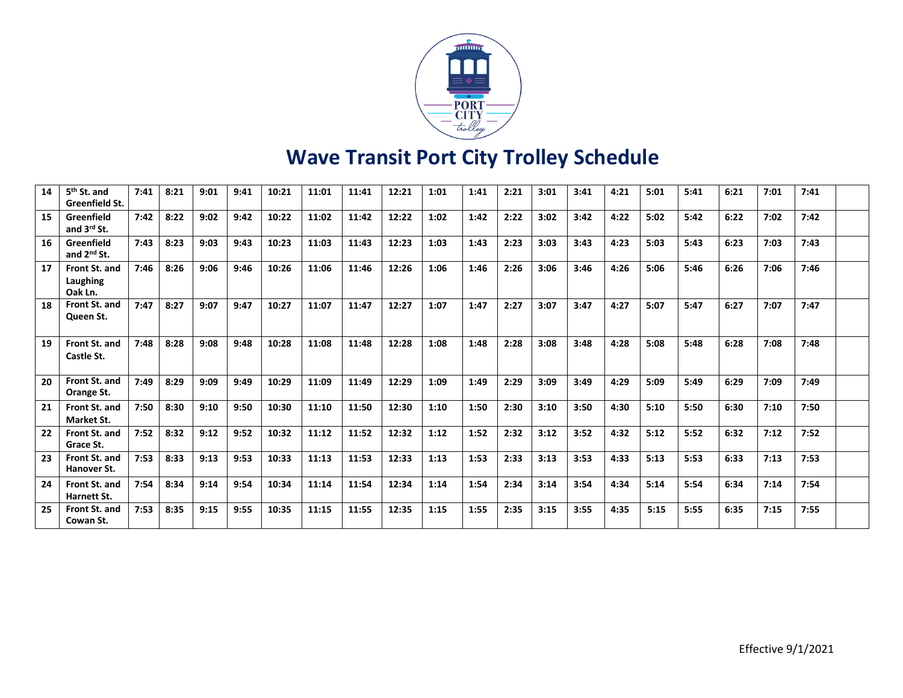# Wave Transit Port City Trolley Schedule

| 14 | 5th St. and Greenfield St. | 7:41 | 8:21 | 9:01 | 9:41 | 10:21 | 11:01 | 11:41 | 12:21 | 1:01 | 1:41 | 2:21 | 3:01 | 3:41 | 4:21 | 5:01 | 5:41 | 6:21 | 7:01 | 7:41 | |
|---|---|---|---|---|---|---|---|---|---|---|---|---|---|---|---|---|---|---|---|---|---|
| 15 | Greenfield and 3rd St. | 7:42 | 8:22 | 9:02 | 9:42 | 10:22 | 11:02 | 11:42 | 12:22 | 1:02 | 1:42 | 2:22 | 3:02 | 3:42 | 4:22 | 5:02 | 5:42 | 6:22 | 7:02 | 7:42 | |
| 16 | Greenfield and 2nd St. | 7:43 | 8:23 | 9:03 | 9:43 | 10:23 | 11:03 | 11:43 | 12:23 | 1:03 | 1:43 | 2:23 | 3:03 | 3:43 | 4:23 | 5:03 | 5:43 | 6:23 | 7:03 | 7:43 | |
| 17 | Front St. and Laughing Oak Ln. | 7:46 | 8:26 | 9:06 | 9:46 | 10:26 | 11:06 | 11:46 | 12:26 | 1:06 | 1:46 | 2:26 | 3:06 | 3:46 | 4:26 | 5:06 | 5:46 | 6:26 | 7:06 | 7:46 | |
| 18 | Front St. and Queen St. | 7:47 | 8:27 | 9:07 | 9:47 | 10:27 | 11:07 | 11:47 | 12:27 | 1:07 | 1:47 | 2:27 | 3:07 | 3:47 | 4:27 | 5:07 | 5:47 | 6:27 | 7:07 | 7:47 | |
| 19 | Front St. and Castle St. | 7:48 | 8:28 | 9:08 | 9:48 | 10:28 | 11:08 | 11:48 | 12:28 | 1:08 | 1:48 | 2:28 | 3:08 | 3:48 | 4:28 | 5:08 | 5:48 | 6:28 | 7:08 | 7:48 | |
| 20 | Front St. and Orange St. | 7:49 | 8:29 | 9:09 | 9:49 | 10:29 | 11:09 | 11:49 | 12:29 | 1:09 | 1:49 | 2:29 | 3:09 | 3:49 | 4:29 | 5:09 | 5:49 | 6:29 | 7:09 | 7:49 | |
| 21 | Front St. and Market St. | 7:50 | 8:30 | 9:10 | 9:50 | 10:30 | 11:10 | 11:50 | 12:30 | 1:10 | 1:50 | 2:30 | 3:10 | 3:50 | 4:30 | 5:10 | 5:50 | 6:30 | 7:10 | 7:50 | |
| 22 | Front St. and Grace St. | 7:52 | 8:32 | 9:12 | 9:52 | 10:32 | 11:12 | 11:52 | 12:32 | 1:12 | 1:52 | 2:32 | 3:12 | 3:52 | 4:32 | 5:12 | 5:52 | 6:32 | 7:12 | 7:52 | |
| 23 | Front St. and Hanover St. | 7:53 | 8:33 | 9:13 | 9:53 | 10:33 | 11:13 | 11:53 | 12:33 | 1:13 | 1:53 | 2:33 | 3:13 | 3:53 | 4:33 | 5:13 | 5:53 | 6:33 | 7:13 | 7:53 | |
| 24 | Front St. and Harnett St. | 7:54 | 8:34 | 9:14 | 9:54 | 10:34 | 11:14 | 11:54 | 12:34 | 1:14 | 1:54 | 2:34 | 3:14 | 3:54 | 4:34 | 5:14 | 5:54 | 6:34 | 7:14 | 7:54 | |
| 25 | Front St. and Cowan St. | 7:53 | 8:35 | 9:15 | 9:55 | 10:35 | 11:15 | 11:55 | 12:35 | 1:15 | 1:55 | 2:35 | 3:15 | 3:55 | 4:35 | 5:15 | 5:55 | 6:35 | 7:15 | 7:55 | |

Effective 9/1/2021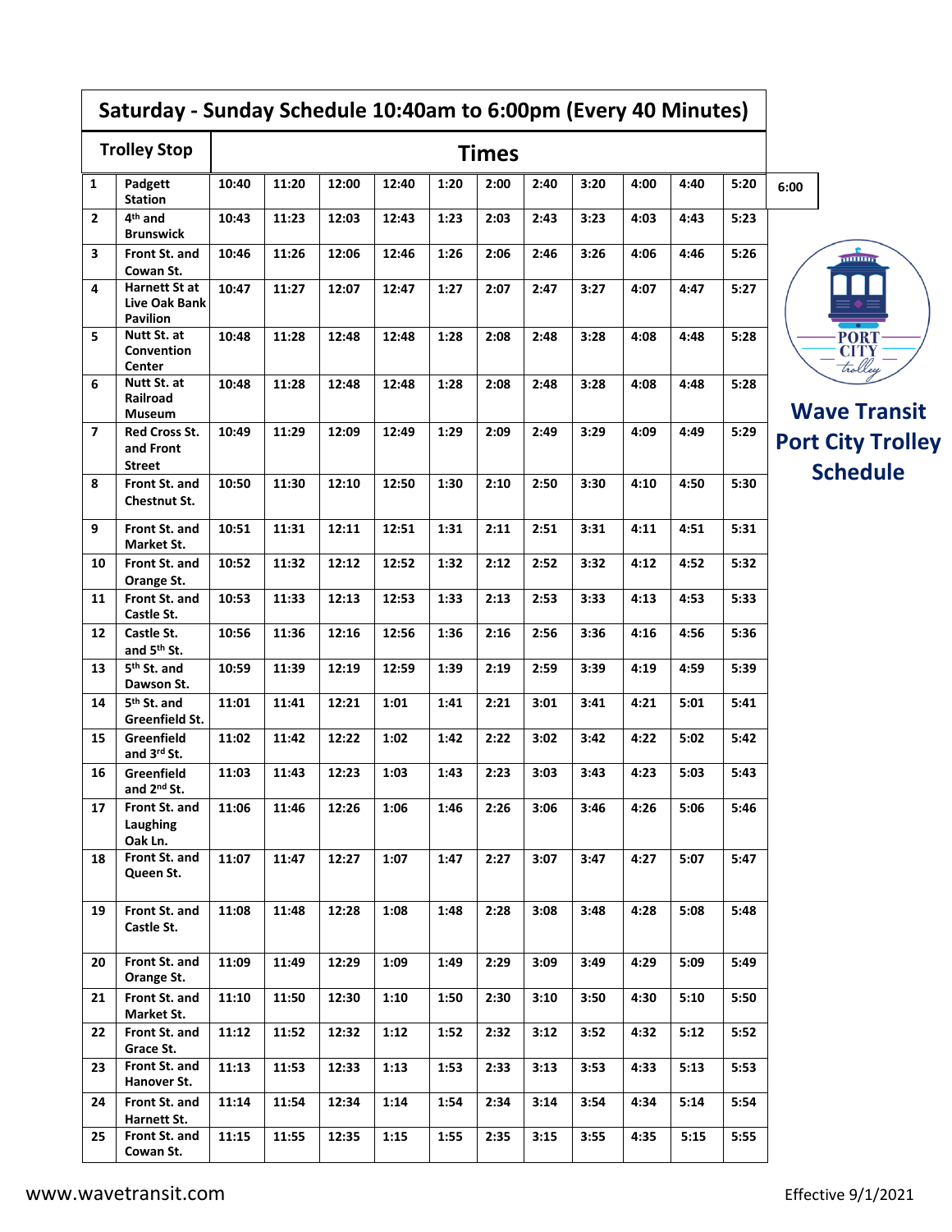## Saturday - Sunday Schedule 10:40am to 6:00pm (Every 40 Minutes)

| | Trolley Stop | Times | | | | | | | | | | | |
|---|---|---|---|---|---|---|---|---|---|---|---|---|---|
| 1 | Padgett Station | 10:40 | 11:20 | 12:00 | 12:40 | 1:20 | 2:00 | 2:40 | 3:20 | 4:00 | 4:40 | 5:20 | 6:00 |
| 2 | 4th and Brunswick | 10:43 | 11:23 | 12:03 | 12:43 | 1:23 | 2:03 | 2:43 | 3:23 | 4:03 | 4:43 | 5:23 | |
| 3 | Front St. and Cowan St. | 10:46 | 11:26 | 12:06 | 12:46 | 1:26 | 2:06 | 2:46 | 3:26 | 4:06 | 4:46 | 5:26 | |
| 4 | Harnett St at Live Oak Bank Pavilion | 10:47 | 11:27 | 12:07 | 12:47 | 1:27 | 2:07 | 2:47 | 3:27 | 4:07 | 4:47 | 5:27 | |
| 5 | Nutt St. at Convention Center | 10:48 | 11:28 | 12:48 | 12:48 | 1:28 | 2:08 | 2:48 | 3:28 | 4:08 | 4:48 | 5:28 | |
| 6 | Nutt St. at Railroad Museum | 10:48 | 11:28 | 12:48 | 12:48 | 1:28 | 2:08 | 2:48 | 3:28 | 4:08 | 4:48 | 5:28 | |
| 7 | Red Cross St. and Front Street | 10:49 | 11:29 | 12:09 | 12:49 | 1:29 | 2:09 | 2:49 | 3:29 | 4:09 | 4:49 | 5:29 | |
| 8 | Front St. and Chestnut St. | 10:50 | 11:30 | 12:10 | 12:50 | 1:30 | 2:10 | 2:50 | 3:30 | 4:10 | 4:50 | 5:30 | |
| 9 | Front St. and Market St. | 10:51 | 11:31 | 12:11 | 12:51 | 1:31 | 2:11 | 2:51 | 3:31 | 4:11 | 4:51 | 5:31 | |
| 10 | Front St. and Orange St. | 10:52 | 11:32 | 12:12 | 12:52 | 1:32 | 2:12 | 2:52 | 3:32 | 4:12 | 4:52 | 5:32 | |
| 11 | Front St. and Castle St. | 10:53 | 11:33 | 12:13 | 12:53 | 1:33 | 2:13 | 2:53 | 3:33 | 4:13 | 4:53 | 5:33 | |
| 12 | Castle St. and 5th St. | 10:56 | 11:36 | 12:16 | 12:56 | 1:36 | 2:16 | 2:56 | 3:36 | 4:16 | 4:56 | 5:36 | |
| 13 | 5th St. and Dawson St. | 10:59 | 11:39 | 12:19 | 12:59 | 1:39 | 2:19 | 2:59 | 3:39 | 4:19 | 4:59 | 5:39 | |
| 14 | 5th St. and Greenfield St. | 11:01 | 11:41 | 12:21 | 1:01 | 1:41 | 2:21 | 3:01 | 3:41 | 4:21 | 5:01 | 5:41 | |
| 15 | Greenfield and 3rd St. | 11:02 | 11:42 | 12:22 | 1:02 | 1:42 | 2:22 | 3:02 | 3:42 | 4:22 | 5:02 | 5:42 | |
| 16 | Greenfield and 2nd St. | 11:03 | 11:43 | 12:23 | 1:03 | 1:43 | 2:23 | 3:03 | 3:43 | 4:23 | 5:03 | 5:43 | |
| 17 | Front St. and Laughing Oak Ln. | 11:06 | 11:46 | 12:26 | 1:06 | 1:46 | 2:26 | 3:06 | 3:46 | 4:26 | 5:06 | 5:46 | |
| 18 | Front St. and Queen St. | 11:07 | 11:47 | 12:27 | 1:07 | 1:47 | 2:27 | 3:07 | 3:47 | 4:27 | 5:07 | 5:47 | |
| 19 | Front St. and Castle St. | 11:08 | 11:48 | 12:28 | 1:08 | 1:48 | 2:28 | 3:08 | 3:48 | 4:28 | 5:08 | 5:48 | |
| 20 | Front St. and Orange St. | 11:09 | 11:49 | 12:29 | 1:09 | 1:49 | 2:29 | 3:09 | 3:49 | 4:29 | 5:09 | 5:49 | |
| 21 | Front St. and Market St. | 11:10 | 11:50 | 12:30 | 1:10 | 1:50 | 2:30 | 3:10 | 3:50 | 4:30 | 5:10 | 5:50 | |
| 22 | Front St. and Grace St. | 11:12 | 11:52 | 12:32 | 1:12 | 1:52 | 2:32 | 3:12 | 3:52 | 4:32 | 5:12 | 5:52 | |
| 23 | Front St. and Hanover St. | 11:13 | 11:53 | 12:33 | 1:13 | 1:53 | 2:33 | 3:13 | 3:53 | 4:33 | 5:13 | 5:53 | |
| 24 | Front St. and Harnett St. | 11:14 | 11:54 | 12:34 | 1:14 | 1:54 | 2:34 | 3:14 | 3:54 | 4:34 | 5:14 | 5:54 | |
| 25 | Front St. and Cowan St. | 11:15 | 11:55 | 12:35 | 1:15 | 1:55 | 2:35 | 3:15 | 3:55 | 4:35 | 5:15 | 5:55 | |

PORT CITY trolley

**Wave Transit Port City Trolley Schedule**

www.wavetransit.com

Effective 9/1/2021